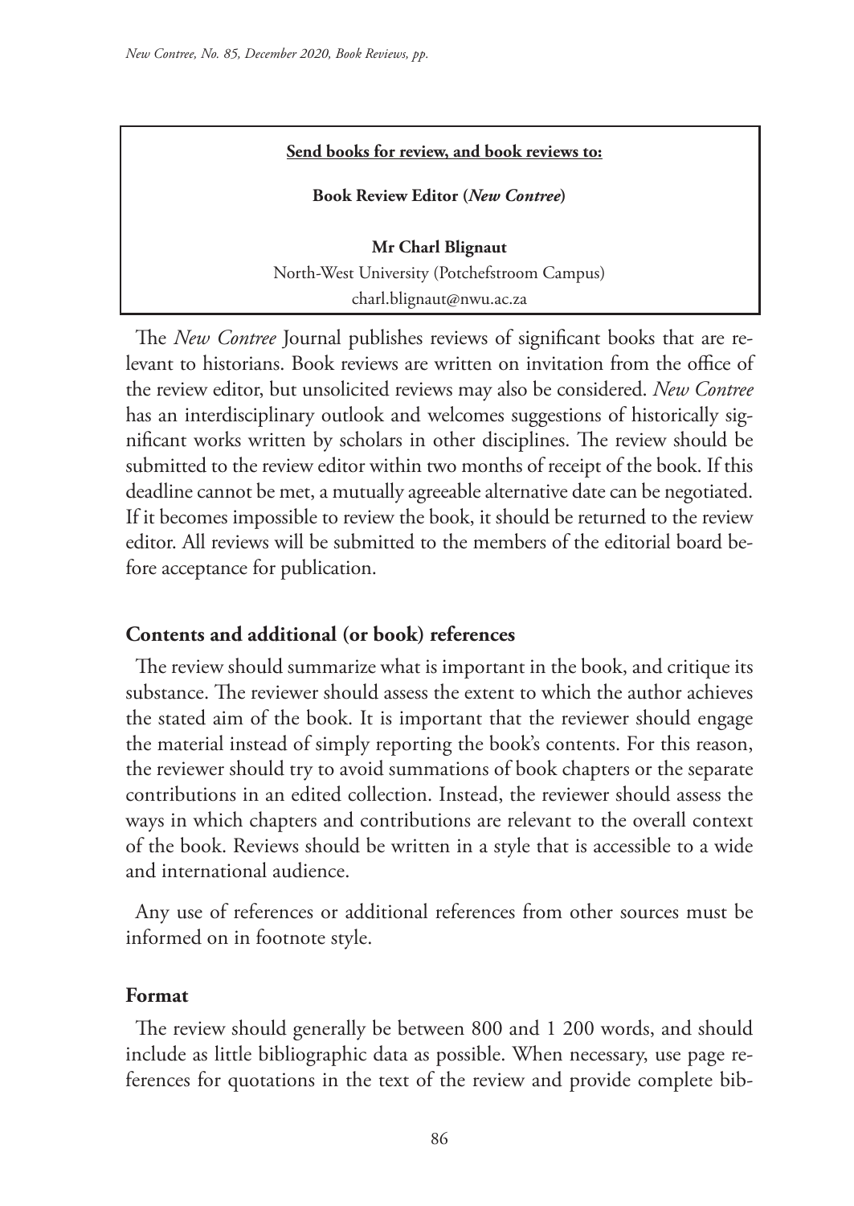**Send books for review, and book reviews to:**

**Book Review Editor (*New Contree*)**

**Mr Charl Blignaut**
North-West University (Potchefstroom Campus)
charl.blignaut@nwu.ac.za

The *New Contree* Journal publishes reviews of significant books that are relevant to historians. Book reviews are written on invitation from the office of the review editor, but unsolicited reviews may also be considered. *New Contree* has an interdisciplinary outlook and welcomes suggestions of historically significant works written by scholars in other disciplines. The review should be submitted to the review editor within two months of receipt of the book. If this deadline cannot be met, a mutually agreeable alternative date can be negotiated. If it becomes impossible to review the book, it should be returned to the review editor. All reviews will be submitted to the members of the editorial board before acceptance for publication.

## Contents and additional (or book) references

The review should summarize what is important in the book, and critique its substance. The reviewer should assess the extent to which the author achieves the stated aim of the book. It is important that the reviewer should engage the material instead of simply reporting the book's contents. For this reason, the reviewer should try to avoid summations of book chapters or the separate contributions in an edited collection. Instead, the reviewer should assess the ways in which chapters and contributions are relevant to the overall context of the book. Reviews should be written in a style that is accessible to a wide and international audience.

Any use of references or additional references from other sources must be informed on in footnote style.

## Format

The review should generally be between 800 and 1 200 words, and should include as little bibliographic data as possible. When necessary, use page references for quotations in the text of the review and provide complete bib-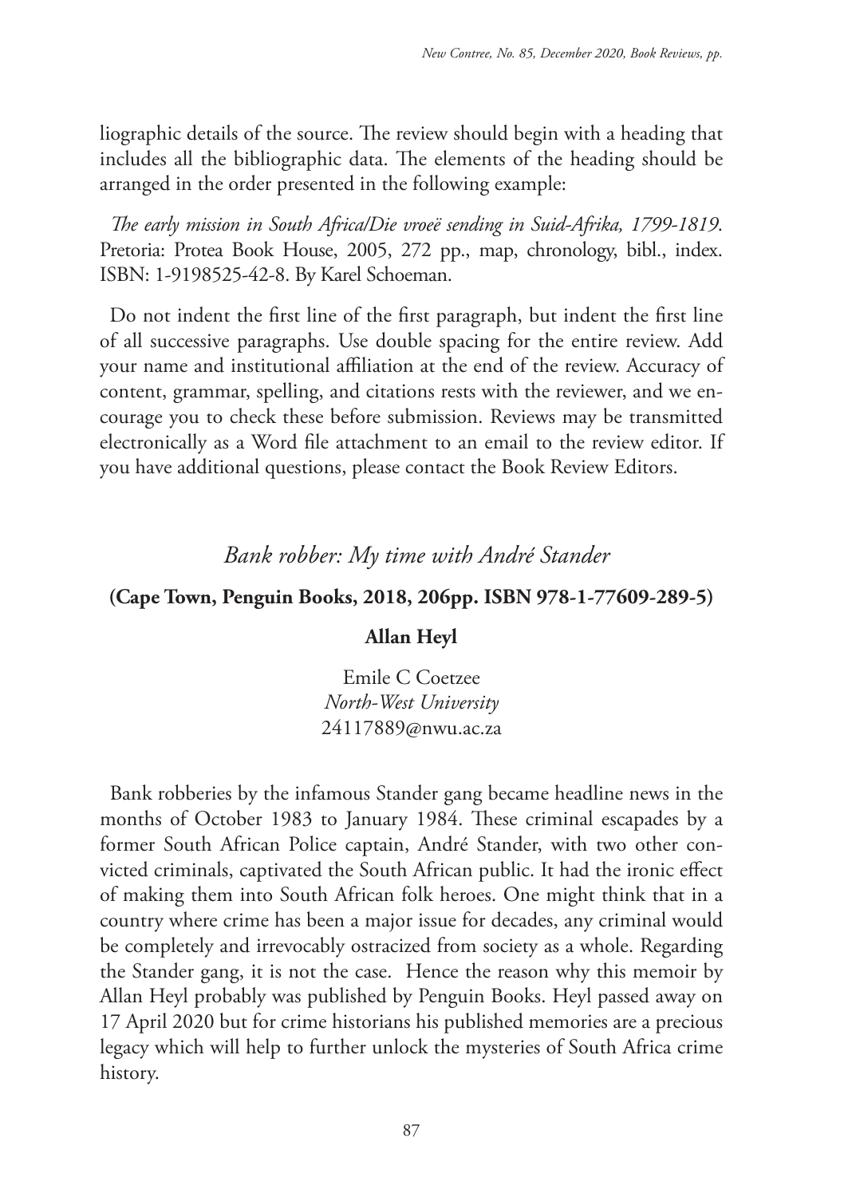liographic details of the source. The review should begin with a heading that includes all the bibliographic data. The elements of the heading should be arranged in the order presented in the following example:

*The early mission in South Africa/Die vroeë sending in Suid-Afrika, 1799-1819.* Pretoria: Protea Book House, 2005, 272 pp., map, chronology, bibl., index. ISBN: 1-9198525-42-8. By Karel Schoeman.

Do not indent the first line of the first paragraph, but indent the first line of all successive paragraphs. Use double spacing for the entire review. Add your name and institutional affiliation at the end of the review. Accuracy of content, grammar, spelling, and citations rests with the reviewer, and we encourage you to check these before submission. Reviews may be transmitted electronically as a Word file attachment to an email to the review editor. If you have additional questions, please contact the Book Review Editors.

## *Bank robber: My time with André Stander*

**(Cape Town, Penguin Books, 2018, 206pp. ISBN 978-1-77609-289-5)**

**Allan Heyl**

Emile C Coetzee
*North-West University*
24117889@nwu.ac.za

Bank robberies by the infamous Stander gang became headline news in the months of October 1983 to January 1984. These criminal escapades by a former South African Police captain, André Stander, with two other convicted criminals, captivated the South African public. It had the ironic effect of making them into South African folk heroes. One might think that in a country where crime has been a major issue for decades, any criminal would be completely and irrevocably ostracized from society as a whole. Regarding the Stander gang, it is not the case. Hence the reason why this memoir by Allan Heyl probably was published by Penguin Books. Heyl passed away on 17 April 2020 but for crime historians his published memories are a precious legacy which will help to further unlock the mysteries of South Africa crime history.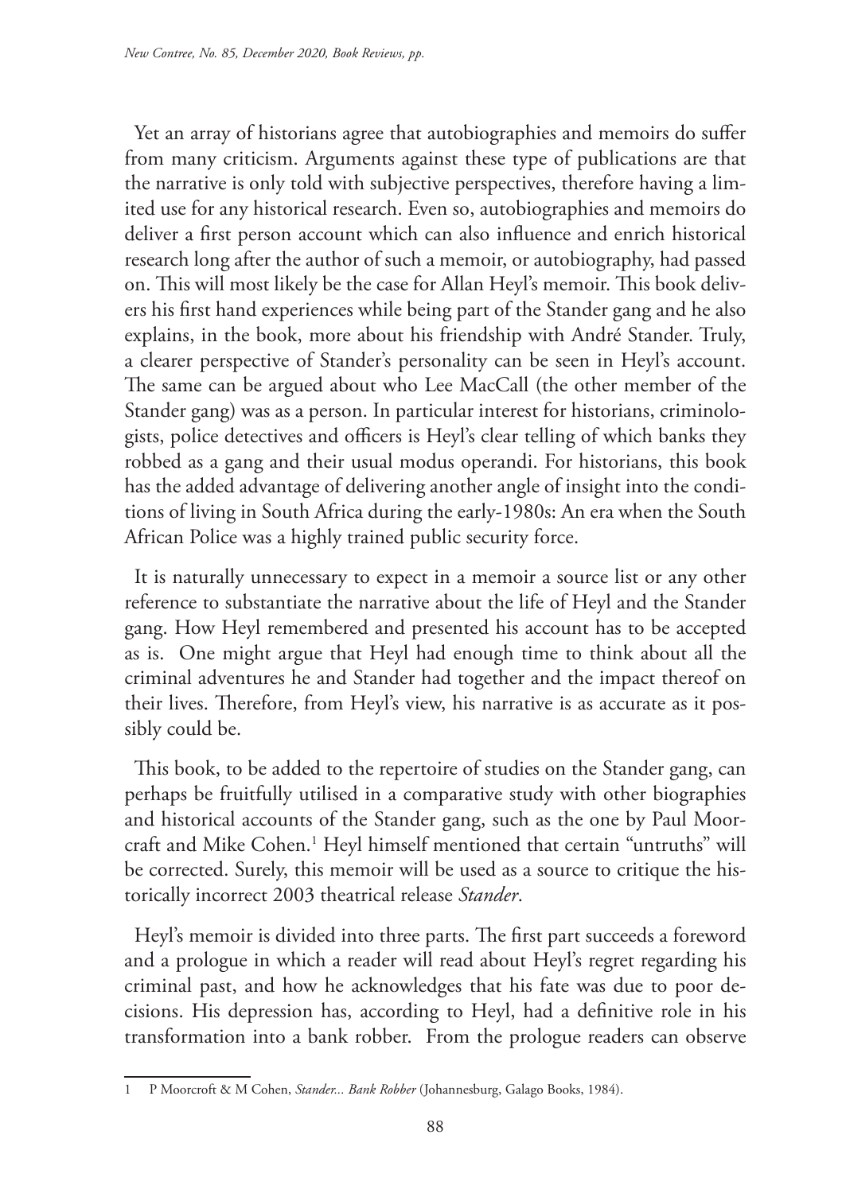Yet an array of historians agree that autobiographies and memoirs do suffer from many criticism. Arguments against these type of publications are that the narrative is only told with subjective perspectives, therefore having a limited use for any historical research. Even so, autobiographies and memoirs do deliver a first person account which can also influence and enrich historical research long after the author of such a memoir, or autobiography, had passed on. This will most likely be the case for Allan Heyl's memoir. This book delivers his first hand experiences while being part of the Stander gang and he also explains, in the book, more about his friendship with André Stander. Truly, a clearer perspective of Stander's personality can be seen in Heyl's account. The same can be argued about who Lee MacCall (the other member of the Stander gang) was as a person. In particular interest for historians, criminologists, police detectives and officers is Heyl's clear telling of which banks they robbed as a gang and their usual modus operandi. For historians, this book has the added advantage of delivering another angle of insight into the conditions of living in South Africa during the early-1980s: An era when the South African Police was a highly trained public security force.

It is naturally unnecessary to expect in a memoir a source list or any other reference to substantiate the narrative about the life of Heyl and the Stander gang. How Heyl remembered and presented his account has to be accepted as is. One might argue that Heyl had enough time to think about all the criminal adventures he and Stander had together and the impact thereof on their lives. Therefore, from Heyl's view, his narrative is as accurate as it possibly could be.

This book, to be added to the repertoire of studies on the Stander gang, can perhaps be fruitfully utilised in a comparative study with other biographies and historical accounts of the Stander gang, such as the one by Paul Moorcraft and Mike Cohen.[1] Heyl himself mentioned that certain "untruths" will be corrected. Surely, this memoir will be used as a source to critique the historically incorrect 2003 theatrical release *Stander*.

Heyl's memoir is divided into three parts. The first part succeeds a foreword and a prologue in which a reader will read about Heyl's regret regarding his criminal past, and how he acknowledges that his fate was due to poor decisions. His depression has, according to Heyl, had a definitive role in his transformation into a bank robber. From the prologue readers can observe

[1] P Moorcroft & M Cohen, *Stander... Bank Robber* (Johannesburg, Galago Books, 1984).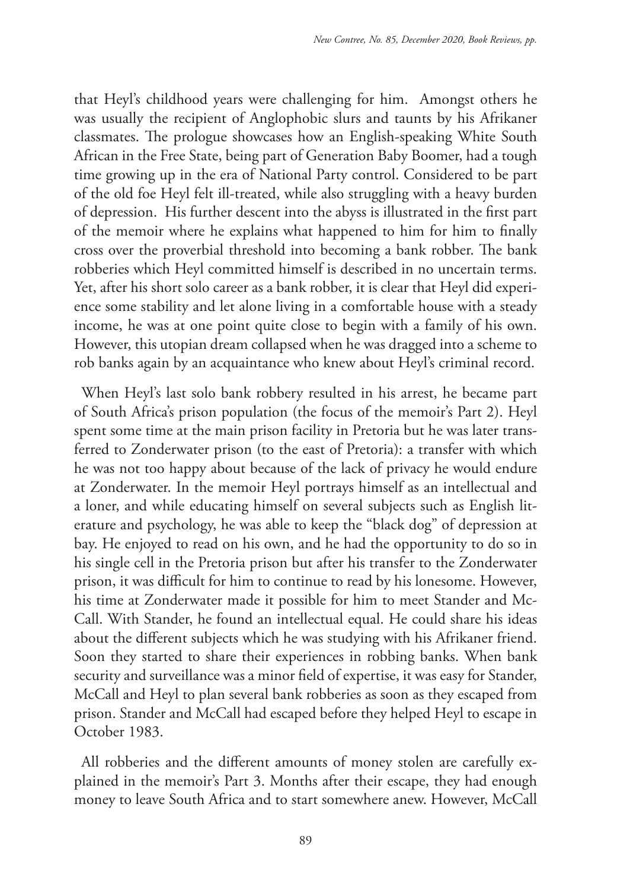that Heyl's childhood years were challenging for him. Amongst others he was usually the recipient of Anglophobic slurs and taunts by his Afrikaner classmates. The prologue showcases how an English-speaking White South African in the Free State, being part of Generation Baby Boomer, had a tough time growing up in the era of National Party control. Considered to be part of the old foe Heyl felt ill-treated, while also struggling with a heavy burden of depression. His further descent into the abyss is illustrated in the first part of the memoir where he explains what happened to him for him to finally cross over the proverbial threshold into becoming a bank robber. The bank robberies which Heyl committed himself is described in no uncertain terms. Yet, after his short solo career as a bank robber, it is clear that Heyl did experience some stability and let alone living in a comfortable house with a steady income, he was at one point quite close to begin with a family of his own. However, this utopian dream collapsed when he was dragged into a scheme to rob banks again by an acquaintance who knew about Heyl's criminal record.

When Heyl's last solo bank robbery resulted in his arrest, he became part of South Africa's prison population (the focus of the memoir's Part 2). Heyl spent some time at the main prison facility in Pretoria but he was later transferred to Zonderwater prison (to the east of Pretoria): a transfer with which he was not too happy about because of the lack of privacy he would endure at Zonderwater. In the memoir Heyl portrays himself as an intellectual and a loner, and while educating himself on several subjects such as English literature and psychology, he was able to keep the "black dog" of depression at bay. He enjoyed to read on his own, and he had the opportunity to do so in his single cell in the Pretoria prison but after his transfer to the Zonderwater prison, it was difficult for him to continue to read by his lonesome. However, his time at Zonderwater made it possible for him to meet Stander and McCall. With Stander, he found an intellectual equal. He could share his ideas about the different subjects which he was studying with his Afrikaner friend. Soon they started to share their experiences in robbing banks. When bank security and surveillance was a minor field of expertise, it was easy for Stander, McCall and Heyl to plan several bank robberies as soon as they escaped from prison. Stander and McCall had escaped before they helped Heyl to escape in October 1983.

All robberies and the different amounts of money stolen are carefully explained in the memoir's Part 3. Months after their escape, they had enough money to leave South Africa and to start somewhere anew. However, McCall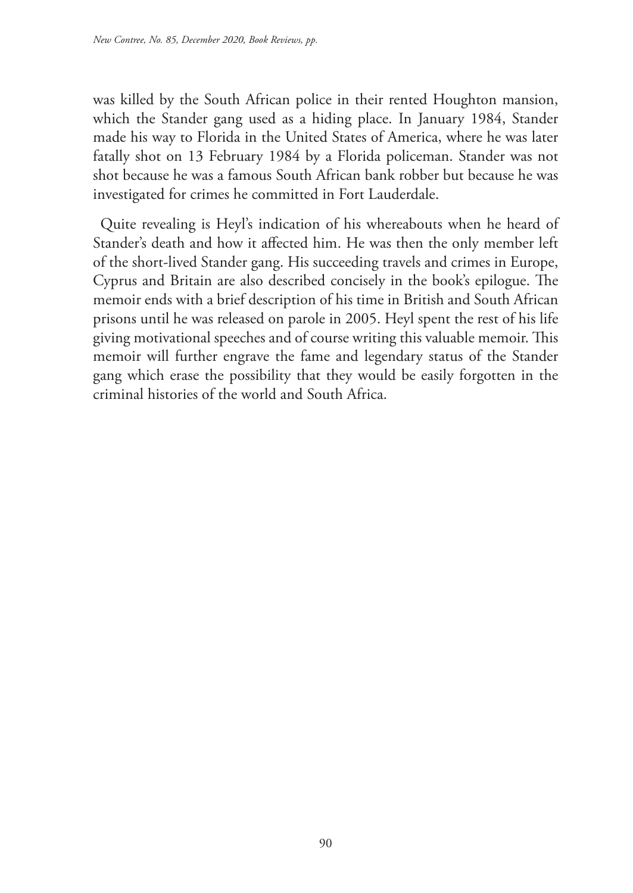was killed by the South African police in their rented Houghton mansion, which the Stander gang used as a hiding place. In January 1984, Stander made his way to Florida in the United States of America, where he was later fatally shot on 13 February 1984 by a Florida policeman. Stander was not shot because he was a famous South African bank robber but because he was investigated for crimes he committed in Fort Lauderdale.

Quite revealing is Heyl's indication of his whereabouts when he heard of Stander's death and how it affected him. He was then the only member left of the short-lived Stander gang. His succeeding travels and crimes in Europe, Cyprus and Britain are also described concisely in the book's epilogue. The memoir ends with a brief description of his time in British and South African prisons until he was released on parole in 2005. Heyl spent the rest of his life giving motivational speeches and of course writing this valuable memoir. This memoir will further engrave the fame and legendary status of the Stander gang which erase the possibility that they would be easily forgotten in the criminal histories of the world and South Africa.